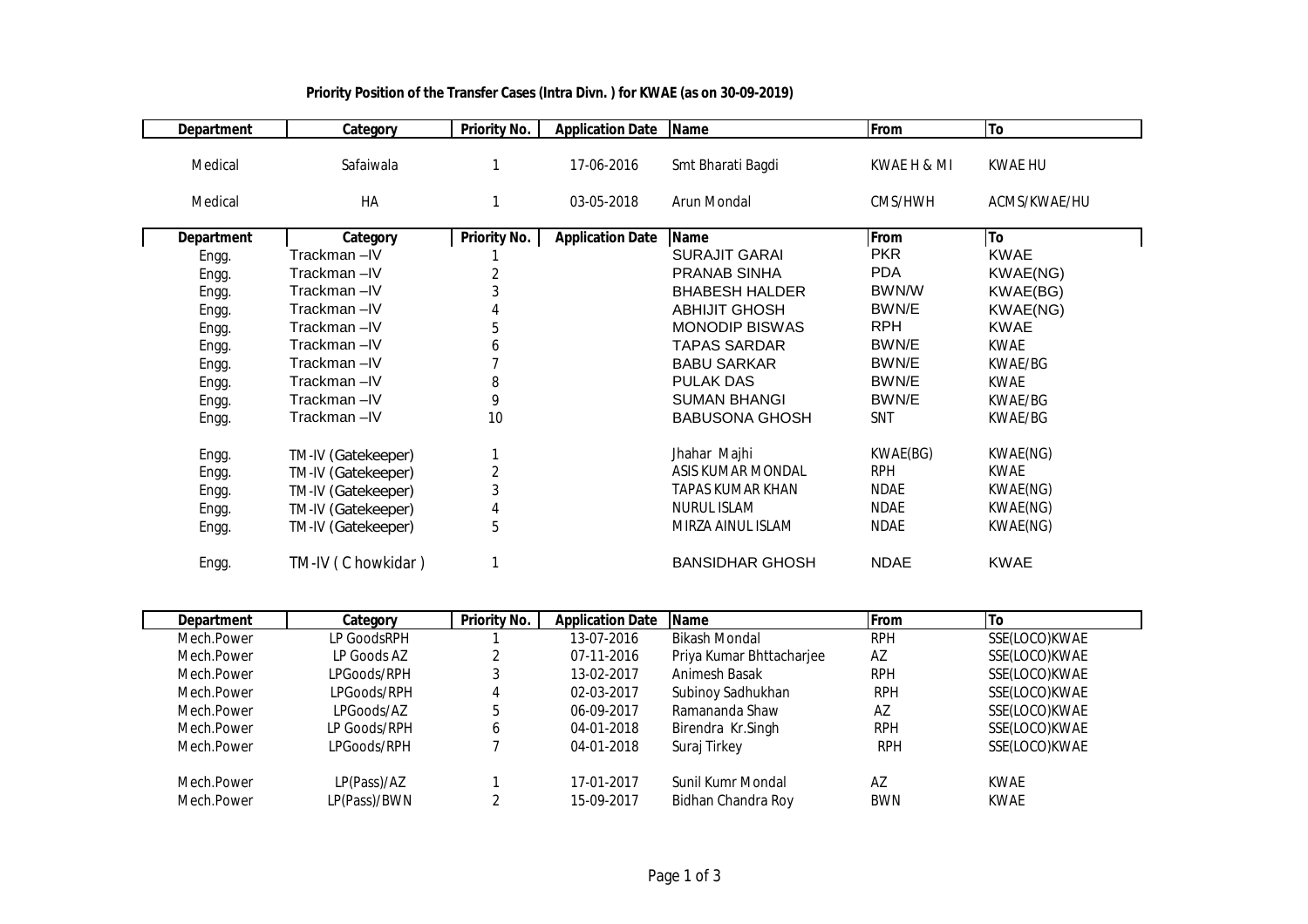**Priority Position of the Transfer Cases (Intra Divn. ) for KWAE (as on 30-09-2019)**

| Department | Category | Priority No. | Application Date | Name | From | To |
|---|---|---|---|---|---|---|
| Medical | Safaiwala | 1 | 17-06-2016 | Smt Bharati Bagdi | KWAE H & MI | KWAE HU |
| Medical | HA | 1 | 03-05-2018 | Arun Mondal | CMS/HWH | ACMS/KWAE/HU |

| Department | Category | Priority No. | Application Date | Name | From | To |
|---|---|---|---|---|---|---|
| Engg. | Trackman –IV | 1 | | SURAJIT GARAI | PKR | KWAE |
| Engg. | Trackman –IV | 2 | | PRANAB SINHA | PDA | KWAE(NG) |
| Engg. | Trackman –IV | 3 | | BHABESH HALDER | BWN/W | KWAE(BG) |
| Engg. | Trackman –IV | 4 | | ABHIJIT GHOSH | BWN/E | KWAE(NG) |
| Engg. | Trackman –IV | 5 | | MONODIP BISWAS | RPH | KWAE |
| Engg. | Trackman –IV | 6 | | TAPAS SARDAR | BWN/E | KWAE |
| Engg. | Trackman –IV | 7 | | BABU SARKAR | BWN/E | KWAE/BG |
| Engg. | Trackman –IV | 8 | | PULAK DAS | BWN/E | KWAE |
| Engg. | Trackman –IV | 9 | | SUMAN BHANGI | BWN/E | KWAE/BG |
| Engg. | Trackman –IV | 10 | | BABUSONA GHOSH | SNT | KWAE/BG |
| Engg. | TM-IV (Gatekeeper) | 1 | | Jhahar Majhi | KWAE(BG) | KWAE(NG) |
| Engg. | TM-IV (Gatekeeper) | 2 | | ASIS KUMAR MONDAL | RPH | KWAE |
| Engg. | TM-IV (Gatekeeper) | 3 | | TAPAS KUMAR KHAN | NDAE | KWAE(NG) |
| Engg. | TM-IV (Gatekeeper) | 4 | | NURUL ISLAM | NDAE | KWAE(NG) |
| Engg. | TM-IV (Gatekeeper) | 5 | | MIRZA AINUL ISLAM | NDAE | KWAE(NG) |
| Engg. | TM-IV ( Chowkidar ) | 1 | | BANSIDHAR GHOSH | NDAE | KWAE |

| Department | Category | Priority No. | Application Date | Name | From | To |
|---|---|---|---|---|---|---|
| Mech.Power | LP GoodsRPH | 1 | 13-07-2016 | Bikash Mondal | RPH | SSE(LOCO)KWAE |
| Mech.Power | LP Goods AZ | 2 | 07-11-2016 | Priya Kumar Bhttacharjee | AZ | SSE(LOCO)KWAE |
| Mech.Power | LPGoods/RPH | 3 | 13-02-2017 | Animesh Basak | RPH | SSE(LOCO)KWAE |
| Mech.Power | LPGoods/RPH | 4 | 02-03-2017 | Subinoy Sadhukhan | RPH | SSE(LOCO)KWAE |
| Mech.Power | LPGoods/AZ | 5 | 06-09-2017 | Ramananda Shaw | AZ | SSE(LOCO)KWAE |
| Mech.Power | LP Goods/RPH | 6 | 04-01-2018 | Birendra Kr.Singh | RPH | SSE(LOCO)KWAE |
| Mech.Power | LPGoods/RPH | 7 | 04-01-2018 | Suraj Tirkey | RPH | SSE(LOCO)KWAE |
| Mech.Power | LP(Pass)/AZ | 1 | 17-01-2017 | Sunil Kumr Mondal | AZ | KWAE |
| Mech.Power | LP(Pass)/BWN | 2 | 15-09-2017 | Bidhan Chandra Roy | BWN | KWAE |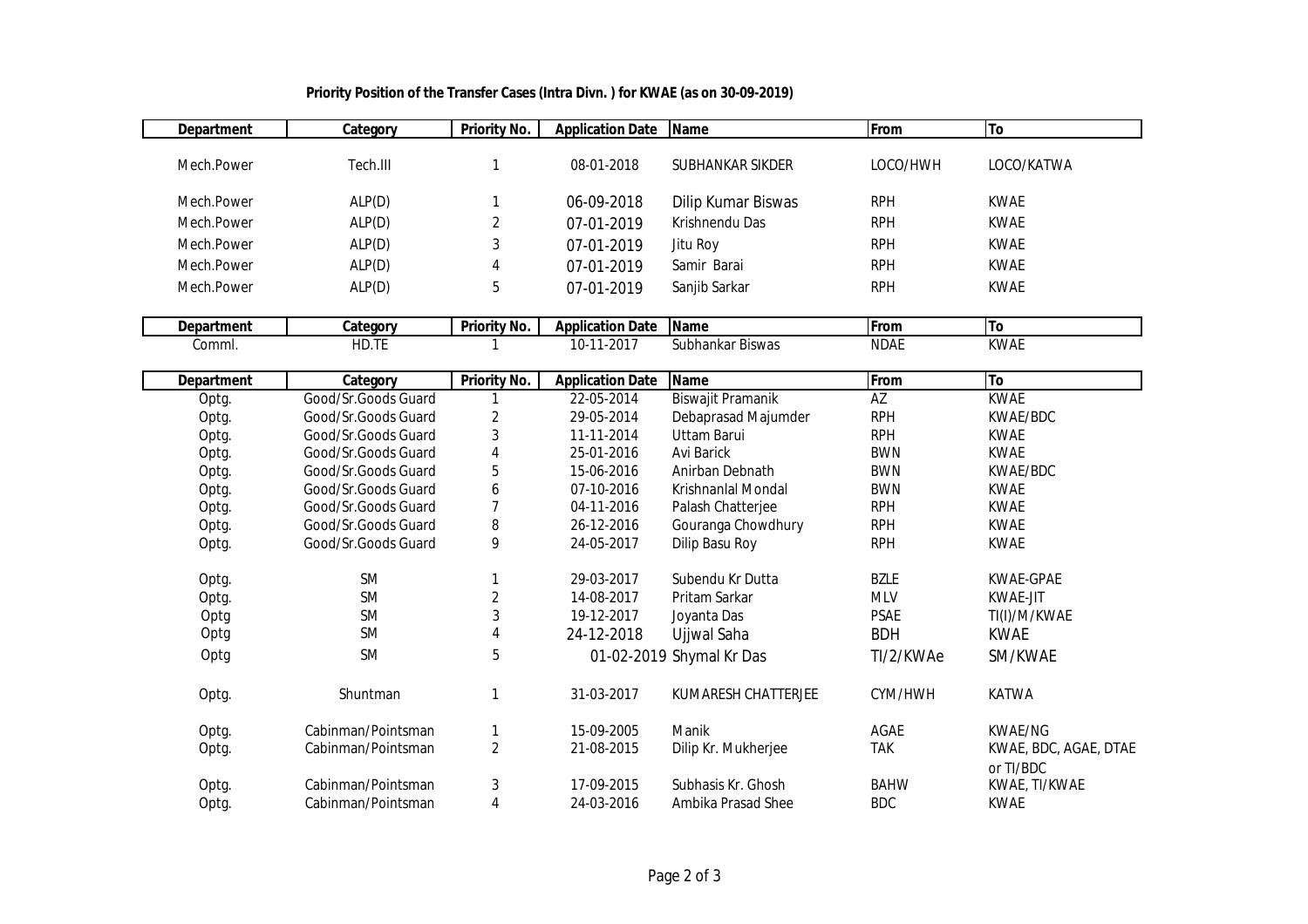**Priority Position of the Transfer Cases (Intra Divn. ) for KWAE (as on 30-09-2019)**

| Department | Category | Priority No. | Application Date | Name | From | To |
|---|---|---|---|---|---|---|
| Mech.Power | Tech.III | 1 | 08-01-2018 | SUBHANKAR SIKDER | LOCO/HWH | LOCO/KATWA |
| Mech.Power | ALP(D) | 1 | 06-09-2018 | Dilip Kumar Biswas | RPH | KWAE |
| Mech.Power | ALP(D) | 2 | 07-01-2019 | Krishnendu Das | RPH | KWAE |
| Mech.Power | ALP(D) | 3 | 07-01-2019 | Jitu Roy | RPH | KWAE |
| Mech.Power | ALP(D) | 4 | 07-01-2019 | Samir Barai | RPH | KWAE |
| Mech.Power | ALP(D) | 5 | 07-01-2019 | Sanjib Sarkar | RPH | KWAE |

| Department | Category | Priority No. | Application Date | Name | From | To |
|---|---|---|---|---|---|---|
| Comml. | HD.TE | 1 | 10-11-2017 | Subhankar Biswas | NDAE | KWAE |

| Department | Category | Priority No. | Application Date | Name | From | To |
|---|---|---|---|---|---|---|
| Optg. | Good/Sr.Goods Guard | 1 | 22-05-2014 | Biswajit Pramanik | AZ | KWAE |
| Optg. | Good/Sr.Goods Guard | 2 | 29-05-2014 | Debaprasad Majumder | RPH | KWAE/BDC |
| Optg. | Good/Sr.Goods Guard | 3 | 11-11-2014 | Uttam Barui | RPH | KWAE |
| Optg. | Good/Sr.Goods Guard | 4 | 25-01-2016 | Avi Barick | BWN | KWAE |
| Optg. | Good/Sr.Goods Guard | 5 | 15-06-2016 | Anirban Debnath | BWN | KWAE/BDC |
| Optg. | Good/Sr.Goods Guard | 6 | 07-10-2016 | Krishnanlal Mondal | BWN | KWAE |
| Optg. | Good/Sr.Goods Guard | 7 | 04-11-2016 | Palash Chatterjee | RPH | KWAE |
| Optg. | Good/Sr.Goods Guard | 8 | 26-12-2016 | Gouranga Chowdhury | RPH | KWAE |
| Optg. | Good/Sr.Goods Guard | 9 | 24-05-2017 | Dilip Basu Roy | RPH | KWAE |
| Optg. | SM | 1 | 29-03-2017 | Subendu Kr Dutta | BZLE | KWAE-GPAE |
| Optg. | SM | 2 | 14-08-2017 | Pritam Sarkar | MLV | KWAE-JIT |
| Optg | SM | 3 | 19-12-2017 | Joyanta Das | PSAE | TI(I)/M/KWAE |
| Optg | SM | 4 | 24-12-2018 | Ujjwal Saha | BDH | KWAE |
| Optg | SM | 5 | 01-02-2019 | Shymal Kr Das | TI/2/KWAe | SM/KWAE |
| Optg. | Shuntman | 1 | 31-03-2017 | KUMARESH CHATTERJEE | CYM/HWH | KATWA |
| Optg. | Cabinman/Pointsman | 1 | 15-09-2005 | Manik | AGAE | KWAE/NG |
| Optg. | Cabinman/Pointsman | 2 | 21-08-2015 | Dilip Kr. Mukherjee | TAK | KWAE, BDC, AGAE, DTAE or TI/BDC |
| Optg. | Cabinman/Pointsman | 3 | 17-09-2015 | Subhasis Kr. Ghosh | BAHW | KWAE, TI/KWAE |
| Optg. | Cabinman/Pointsman | 4 | 24-03-2016 | Ambika Prasad Shee | BDC | KWAE |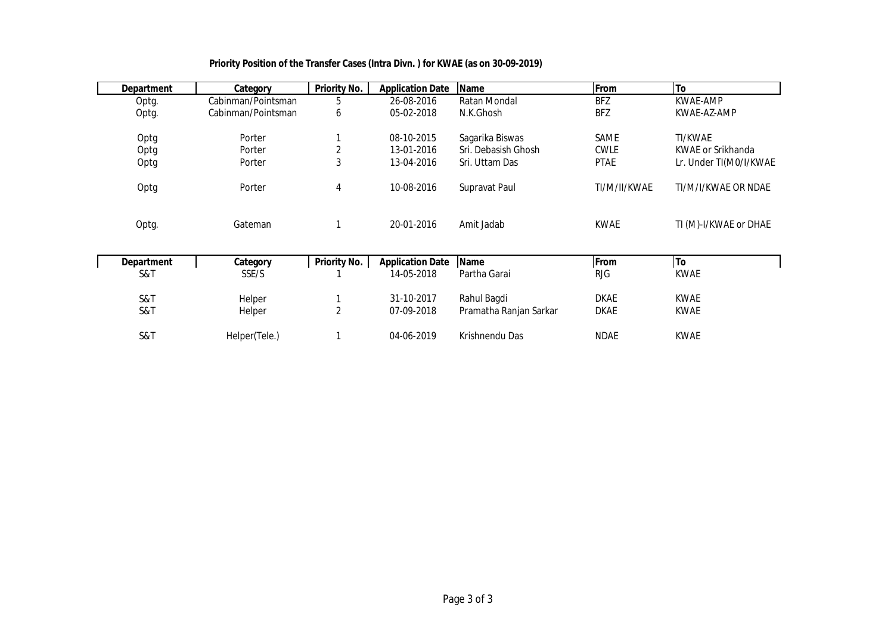**Priority Position of the Transfer Cases (Intra Divn. ) for KWAE (as on 30-09-2019)**

| Department | Category | Priority No. | Application Date | Name | From | To |
|---|---|---|---|---|---|---|
| Optg. | Cabinman/Pointsman | 5 | 26-08-2016 | Ratan Mondal | BFZ | KWAE-AMP |
| Optg. | Cabinman/Pointsman | 6 | 05-02-2018 | N.K.Ghosh | BFZ | KWAE-AZ-AMP |
| Optg | Porter | 1 | 08-10-2015 | Sagarika Biswas | SAME | TI/KWAE |
| Optg | Porter | 2 | 13-01-2016 | Sri. Debasish Ghosh | CWLE | KWAE or Srikhanda |
| Optg | Porter | 3 | 13-04-2016 | Sri. Uttam Das | PTAE | Lr. Under TI(M0/I/KWAE |
| Optg | Porter | 4 | 10-08-2016 | Supravat Paul | TI/M/II/KWAE | TI/M/I/KWAE OR NDAE |
| Optg. | Gateman | 1 | 20-01-2016 | Amit Jadab | KWAE | TI (M)-I/KWAE or DHAE |

| Department | Category | Priority No. | Application Date | Name | From | To |
|---|---|---|---|---|---|---|
| S&T | SSE/S | 1 | 14-05-2018 | Partha Garai | RJG | KWAE |
| S&T | Helper | 1 | 31-10-2017 | Rahul Bagdi | DKAE | KWAE |
| S&T | Helper | 2 | 07-09-2018 | Pramatha Ranjan Sarkar | DKAE | KWAE |
| S&T | Helper(Tele.) | 1 | 04-06-2019 | Krishnendu Das | NDAE | KWAE |